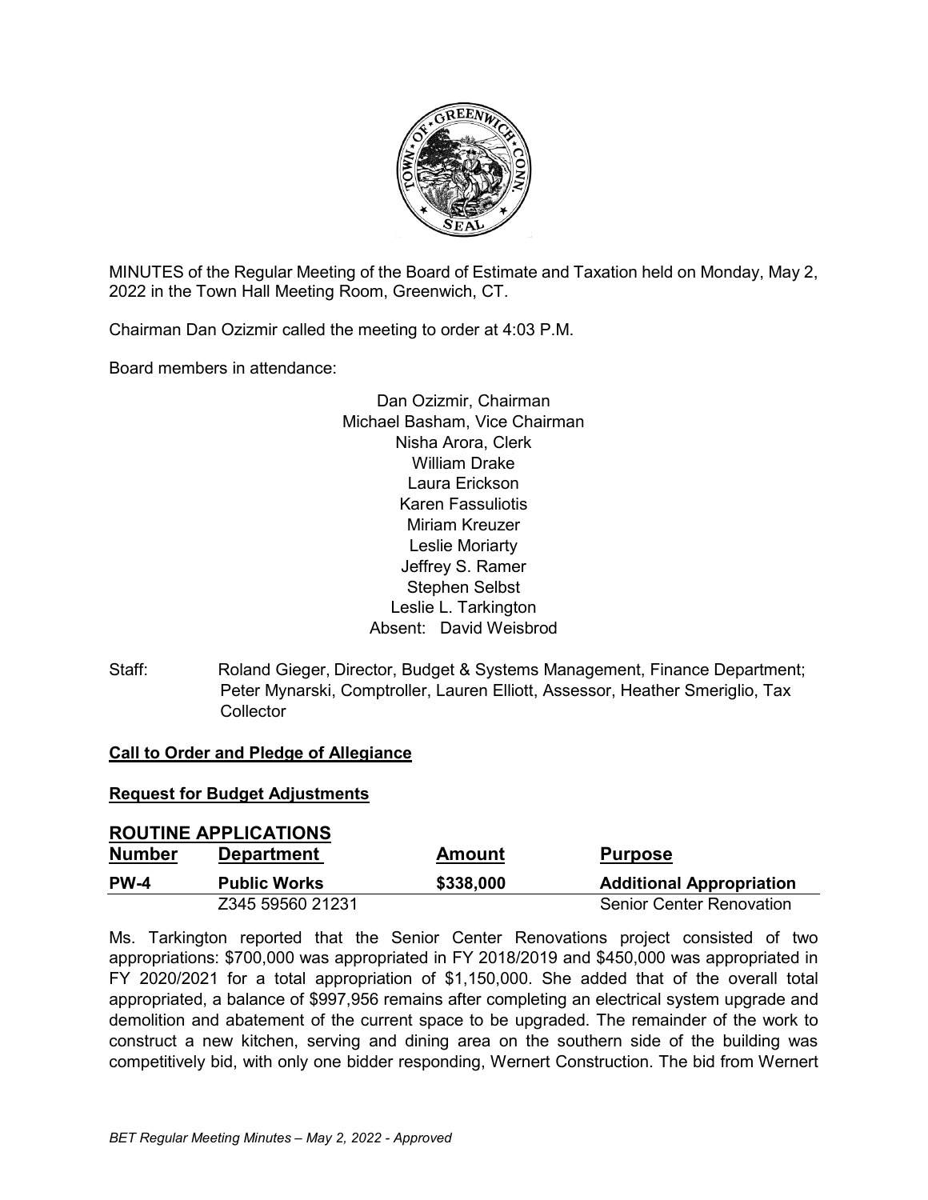MINUTES of the Regular Meeting of the Board of Estimate and Taxation held on Monday, May 2, 2022 in the Town Hall Meeting Room, Greenwich, CT.

Chairman Dan Ozizmir called the meeting to order at 4:03 P.M.

Board members in attendance:

Dan Ozizmir, Chairman
Michael Basham, Vice Chairman
Nisha Arora, Clerk
William Drake
Laura Erickson
Karen Fassuliotis
Miriam Kreuzer
Leslie Moriarty
Jeffrey S. Ramer
Stephen Selbst
Leslie L. Tarkington
Absent: David Weisbrod

Staff: Roland Gieger, Director, Budget & Systems Management, Finance Department; Peter Mynarski, Comptroller, Lauren Elliott, Assessor, Heather Smeriglio, Tax Collector

**Call to Order and Pledge of Allegiance**

**Request for Budget Adjustments**

## ROUTINE APPLICATIONS

| Number | Department | Amount | Purpose |
|---|---|---|---|
| **PW-4** | **Public Works** | **$338,000** | **Additional Appropriation** |
| | Z345 59560 21231 | | Senior Center Renovation |

Ms. Tarkington reported that the Senior Center Renovations project consisted of two appropriations: $700,000 was appropriated in FY 2018/2019 and $450,000 was appropriated in FY 2020/2021 for a total appropriation of $1,150,000. She added that of the overall total appropriated, a balance of $997,956 remains after completing an electrical system upgrade and demolition and abatement of the current space to be upgraded. The remainder of the work to construct a new kitchen, serving and dining area on the southern side of the building was competitively bid, with only one bidder responding, Wernert Construction. The bid from Wernert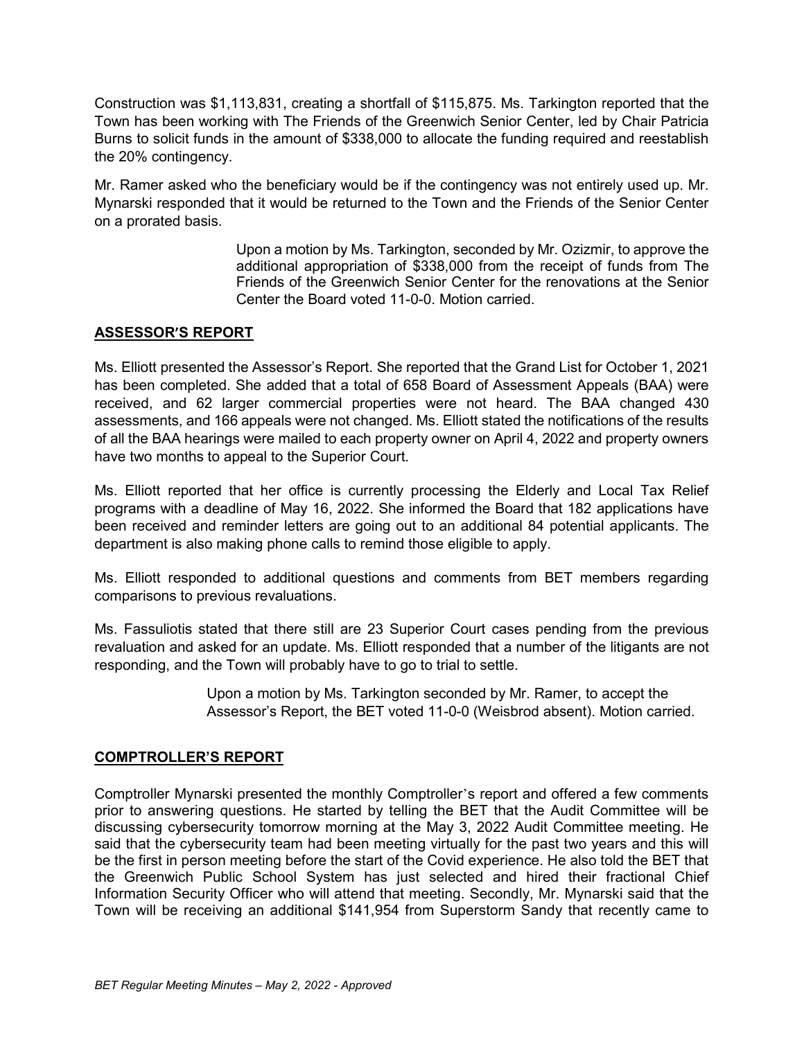Construction was $1,113,831, creating a shortfall of $115,875. Ms. Tarkington reported that the Town has been working with The Friends of the Greenwich Senior Center, led by Chair Patricia Burns to solicit funds in the amount of $338,000 to allocate the funding required and reestablish the 20% contingency.

Mr. Ramer asked who the beneficiary would be if the contingency was not entirely used up. Mr. Mynarski responded that it would be returned to the Town and the Friends of the Senior Center on a prorated basis.

> Upon a motion by Ms. Tarkington, seconded by Mr. Ozizmir, to approve the additional appropriation of $338,000 from the receipt of funds from The Friends of the Greenwich Senior Center for the renovations at the Senior Center the Board voted 11-0-0. Motion carried.

## ASSESSOR'S REPORT

Ms. Elliott presented the Assessor's Report. She reported that the Grand List for October 1, 2021 has been completed. She added that a total of 658 Board of Assessment Appeals (BAA) were received, and 62 larger commercial properties were not heard. The BAA changed 430 assessments, and 166 appeals were not changed. Ms. Elliott stated the notifications of the results of all the BAA hearings were mailed to each property owner on April 4, 2022 and property owners have two months to appeal to the Superior Court.

Ms. Elliott reported that her office is currently processing the Elderly and Local Tax Relief programs with a deadline of May 16, 2022. She informed the Board that 182 applications have been received and reminder letters are going out to an additional 84 potential applicants. The department is also making phone calls to remind those eligible to apply.

Ms. Elliott responded to additional questions and comments from BET members regarding comparisons to previous revaluations.

Ms. Fassuliotis stated that there still are 23 Superior Court cases pending from the previous revaluation and asked for an update. Ms. Elliott responded that a number of the litigants are not responding, and the Town will probably have to go to trial to settle.

> Upon a motion by Ms. Tarkington seconded by Mr. Ramer, to accept the Assessor's Report, the BET voted 11-0-0 (Weisbrod absent). Motion carried.

## COMPTROLLER'S REPORT

Comptroller Mynarski presented the monthly Comptroller's report and offered a few comments prior to answering questions. He started by telling the BET that the Audit Committee will be discussing cybersecurity tomorrow morning at the May 3, 2022 Audit Committee meeting. He said that the cybersecurity team had been meeting virtually for the past two years and this will be the first in person meeting before the start of the Covid experience. He also told the BET that the Greenwich Public School System has just selected and hired their fractional Chief Information Security Officer who will attend that meeting. Secondly, Mr. Mynarski said that the Town will be receiving an additional $141,954 from Superstorm Sandy that recently came to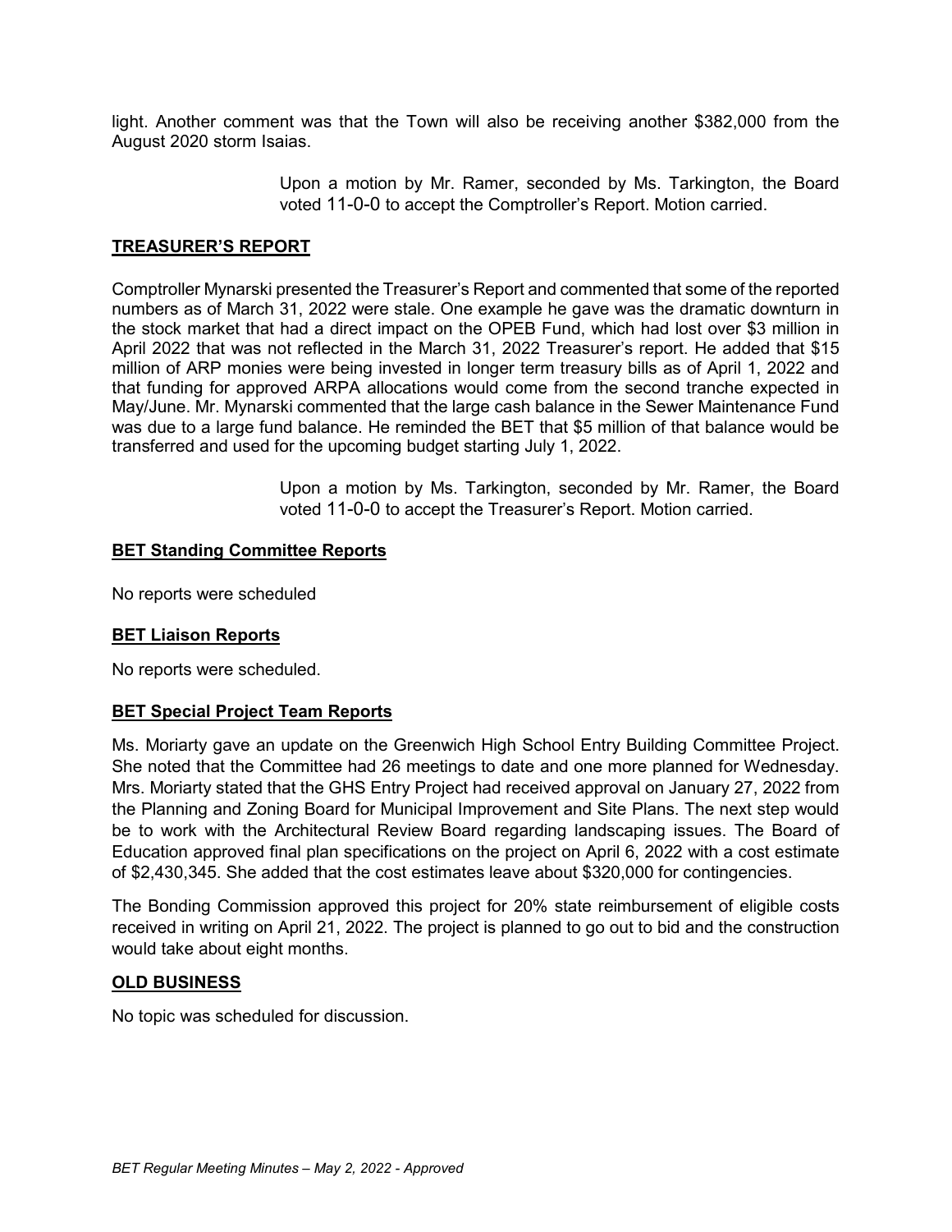light. Another comment was that the Town will also be receiving another $382,000 from the August 2020 storm Isaias.

> Upon a motion by Mr. Ramer, seconded by Ms. Tarkington, the Board voted 11-0-0 to accept the Comptroller's Report. Motion carried.

**TREASURER'S REPORT**

Comptroller Mynarski presented the Treasurer's Report and commented that some of the reported numbers as of March 31, 2022 were stale. One example he gave was the dramatic downturn in the stock market that had a direct impact on the OPEB Fund, which had lost over $3 million in April 2022 that was not reflected in the March 31, 2022 Treasurer's report. He added that $15 million of ARP monies were being invested in longer term treasury bills as of April 1, 2022 and that funding for approved ARPA allocations would come from the second tranche expected in May/June. Mr. Mynarski commented that the large cash balance in the Sewer Maintenance Fund was due to a large fund balance. He reminded the BET that $5 million of that balance would be transferred and used for the upcoming budget starting July 1, 2022.

> Upon a motion by Ms. Tarkington, seconded by Mr. Ramer, the Board voted 11-0-0 to accept the Treasurer's Report. Motion carried.

**BET Standing Committee Reports**

No reports were scheduled

**BET Liaison Reports**

No reports were scheduled.

**BET Special Project Team Reports**

Ms. Moriarty gave an update on the Greenwich High School Entry Building Committee Project. She noted that the Committee had 26 meetings to date and one more planned for Wednesday. Mrs. Moriarty stated that the GHS Entry Project had received approval on January 27, 2022 from the Planning and Zoning Board for Municipal Improvement and Site Plans. The next step would be to work with the Architectural Review Board regarding landscaping issues. The Board of Education approved final plan specifications on the project on April 6, 2022 with a cost estimate of $2,430,345. She added that the cost estimates leave about $320,000 for contingencies.

The Bonding Commission approved this project for 20% state reimbursement of eligible costs received in writing on April 21, 2022. The project is planned to go out to bid and the construction would take about eight months.

**OLD BUSINESS**

No topic was scheduled for discussion.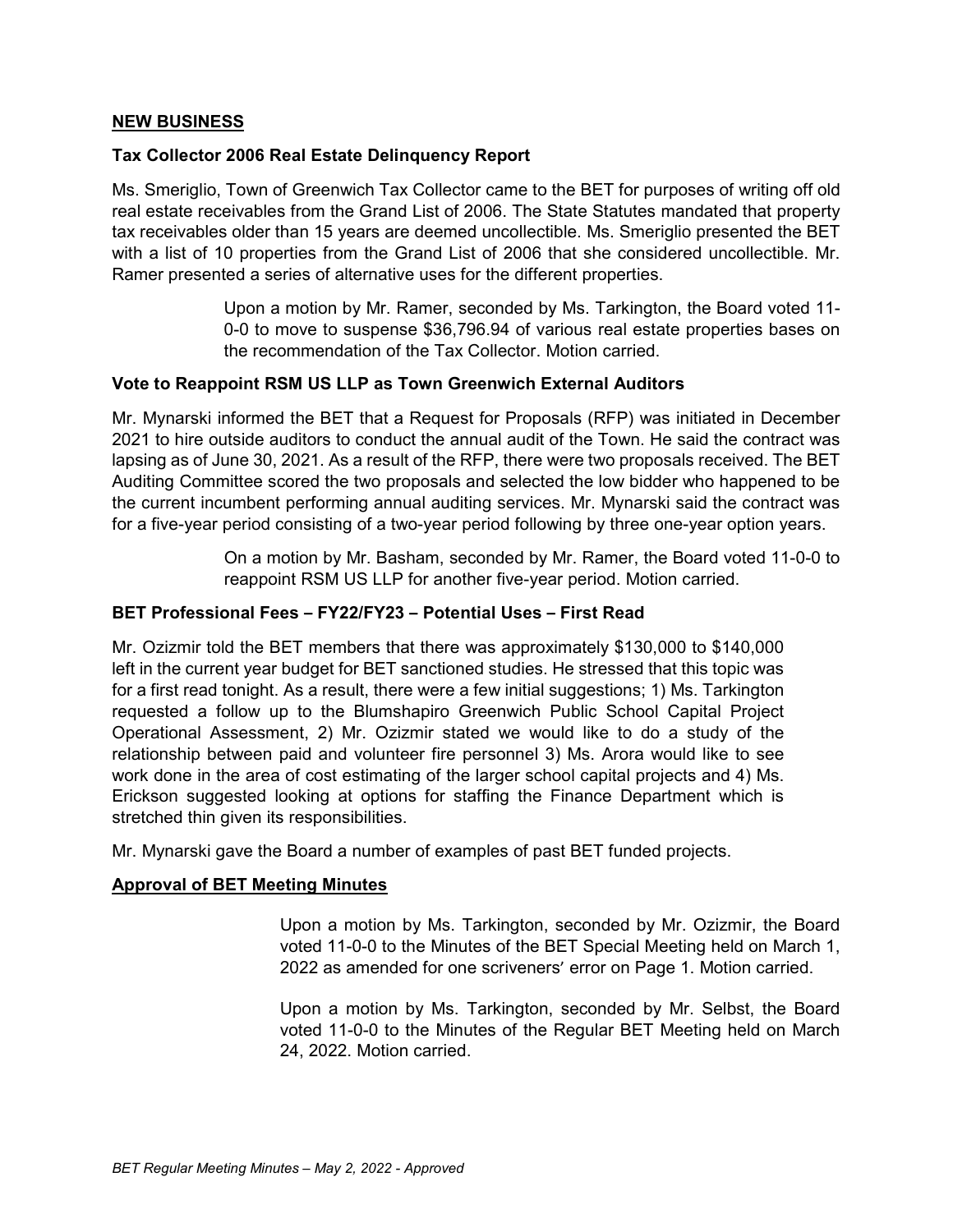## NEW BUSINESS

### Tax Collector 2006 Real Estate Delinquency Report

Ms. Smeriglio, Town of Greenwich Tax Collector came to the BET for purposes of writing off old real estate receivables from the Grand List of 2006. The State Statutes mandated that property tax receivables older than 15 years are deemed uncollectible. Ms. Smeriglio presented the BET with a list of 10 properties from the Grand List of 2006 that she considered uncollectible. Mr. Ramer presented a series of alternative uses for the different properties.

> Upon a motion by Mr. Ramer, seconded by Ms. Tarkington, the Board voted 11-0-0 to move to suspense $36,796.94 of various real estate properties bases on the recommendation of the Tax Collector. Motion carried.

### Vote to Reappoint RSM US LLP as Town Greenwich External Auditors

Mr. Mynarski informed the BET that a Request for Proposals (RFP) was initiated in December 2021 to hire outside auditors to conduct the annual audit of the Town. He said the contract was lapsing as of June 30, 2021. As a result of the RFP, there were two proposals received. The BET Auditing Committee scored the two proposals and selected the low bidder who happened to be the current incumbent performing annual auditing services. Mr. Mynarski said the contract was for a five-year period consisting of a two-year period following by three one-year option years.

> On a motion by Mr. Basham, seconded by Mr. Ramer, the Board voted 11-0-0 to reappoint RSM US LLP for another five-year period. Motion carried.

### BET Professional Fees – FY22/FY23 – Potential Uses – First Read

Mr. Ozizmir told the BET members that there was approximately $130,000 to $140,000 left in the current year budget for BET sanctioned studies. He stressed that this topic was for a first read tonight. As a result, there were a few initial suggestions; 1) Ms. Tarkington requested a follow up to the Blumshapiro Greenwich Public School Capital Project Operational Assessment, 2) Mr. Ozizmir stated we would like to do a study of the relationship between paid and volunteer fire personnel 3) Ms. Arora would like to see work done in the area of cost estimating of the larger school capital projects and 4) Ms. Erickson suggested looking at options for staffing the Finance Department which is stretched thin given its responsibilities.

Mr. Mynarski gave the Board a number of examples of past BET funded projects.

## Approval of BET Meeting Minutes

> Upon a motion by Ms. Tarkington, seconded by Mr. Ozizmir, the Board voted 11-0-0 to the Minutes of the BET Special Meeting held on March 1, 2022 as amended for one scriveners' error on Page 1. Motion carried.

> Upon a motion by Ms. Tarkington, seconded by Mr. Selbst, the Board voted 11-0-0 to the Minutes of the Regular BET Meeting held on March 24, 2022. Motion carried.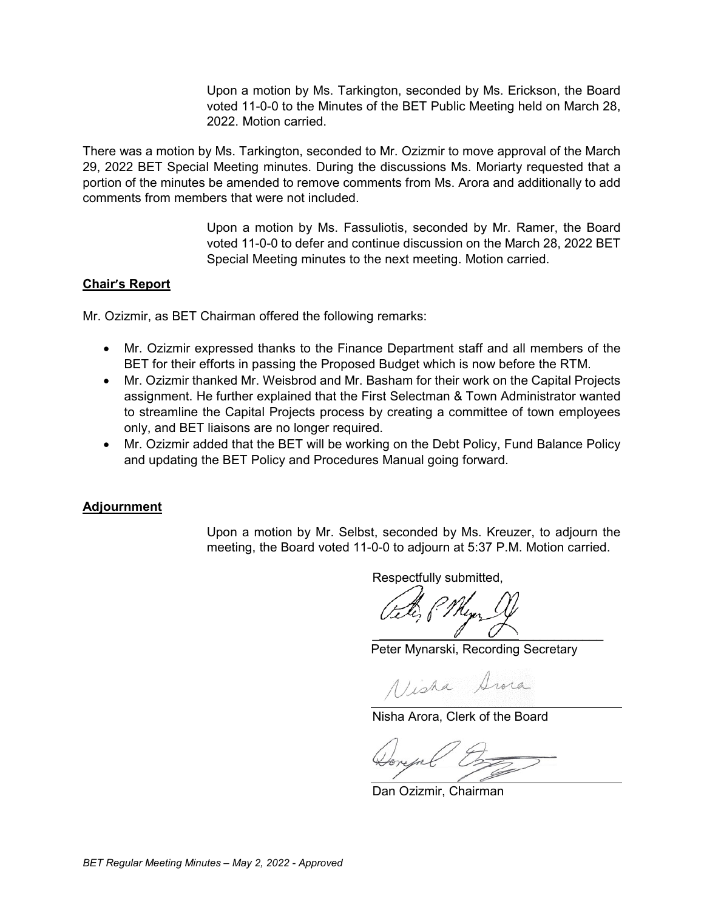Upon a motion by Ms. Tarkington, seconded by Ms. Erickson, the Board voted 11-0-0 to the Minutes of the BET Public Meeting held on March 28, 2022. Motion carried.

There was a motion by Ms. Tarkington, seconded to Mr. Ozizmir to move approval of the March 29, 2022 BET Special Meeting minutes. During the discussions Ms. Moriarty requested that a portion of the minutes be amended to remove comments from Ms. Arora and additionally to add comments from members that were not included.

Upon a motion by Ms. Fassuliotis, seconded by Mr. Ramer, the Board voted 11-0-0 to defer and continue discussion on the March 28, 2022 BET Special Meeting minutes to the next meeting. Motion carried.

**Chair's Report**

Mr. Ozizmir, as BET Chairman offered the following remarks:

- Mr. Ozizmir expressed thanks to the Finance Department staff and all members of the BET for their efforts in passing the Proposed Budget which is now before the RTM.
- Mr. Ozizmir thanked Mr. Weisbrod and Mr. Basham for their work on the Capital Projects assignment. He further explained that the First Selectman & Town Administrator wanted to streamline the Capital Projects process by creating a committee of town employees only, and BET liaisons are no longer required.
- Mr. Ozizmir added that the BET will be working on the Debt Policy, Fund Balance Policy and updating the BET Policy and Procedures Manual going forward.

**Adjournment**

Upon a motion by Mr. Selbst, seconded by Ms. Kreuzer, to adjourn the meeting, the Board voted 11-0-0 to adjourn at 5:37 P.M. Motion carried.

Respectfully submitted,

Peter Mynarski, Recording Secretary

Nisha Arora, Clerk of the Board

Dan Ozizmir, Chairman